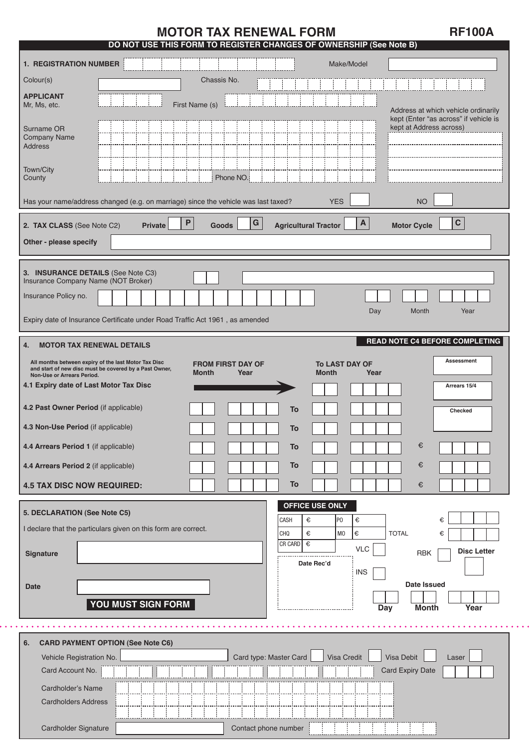# MOTOR TAX RENEWAL FORM

**RF100A**

**DO NOT USE THIS FORM TO REGISTER CHANGES OF OWNERSHIP (See Note B)**

## 1. REGISTRATION NUMBER

Make/Model

Colour(s)

Chassis No.

**APPLICANT**
Mr, Ms, etc.

First Name (s)

Surname OR Company Name

Address

Town/City

County

Phone NO.

Address at which vehicle ordinarily kept (Enter "as across" if vehicle is kept at Address across)

Has your name/address changed (e.g. on marriage) since the vehicle was last taxed? YES NO

## 2. TAX CLASS (See Note C2)

**Private** P **Goods** G **Agricultural Tractor** A **Motor Cycle** C

**Other - please specify**

## 3. INSURANCE DETAILS (See Note C3)

Insurance Company Name (NOT Broker)

Insurance Policy no.

Expiry date of Insurance Certificate under Road Traffic Act 1961 , as amended

Day Month Year

## 4. MOTOR TAX RENEWAL DETAILS

**READ NOTE C4 BEFORE COMPLETING**

All months between expiry of the last Motor Tax Disc and start of new disc must be covered by a Past Owner, Non-Use or Arrears Period.

| | FROM FIRST DAY OF Month | Year | | To LAST DAY OF Month | Year | | |
|---|---|---|---|---|---|---|---|
| **4.1 Expiry date of Last Motor Tax Disc** | → | | | | | | |
| **4.2 Past Owner Period** (if applicable) | | | To | | | | |
| **4.3 Non-Use Period** (if applicable) | | | To | | | | |
| **4.4 Arrears Period 1** (if applicable) | | | To | | | € | |
| **4.4 Arrears Period 2** (if applicable) | | | To | | | € | |
| **4.5 TAX DISC NOW REQUIRED:** | | | To | | | € | |

Assessment

Arrears 15/4

Checked

## 5. DECLARATION (See Note C5)

I declare that the particulars given on this form are correct.

**Signature**

**Date**

**YOU MUST SIGN FORM**

**OFFICE USE ONLY**

| | | | |
|---|---|---|---|
| CASH | € | PO | € |
| CHQ | € | MO | € |
| CR CARD | € | | |

€

TOTAL €

VLC

INS

RBK

Disc Letter

Date Rec'd

Date Issued

Day Month Year

## 6. CARD PAYMENT OPTION (See Note C6)

Vehicle Registration No.

Card type: Master Card Visa Credit Visa Debit Laser

Card Account No.

Card Expiry Date

Cardholder's Name

Cardholders Address

Cardholder Signature

Contact phone number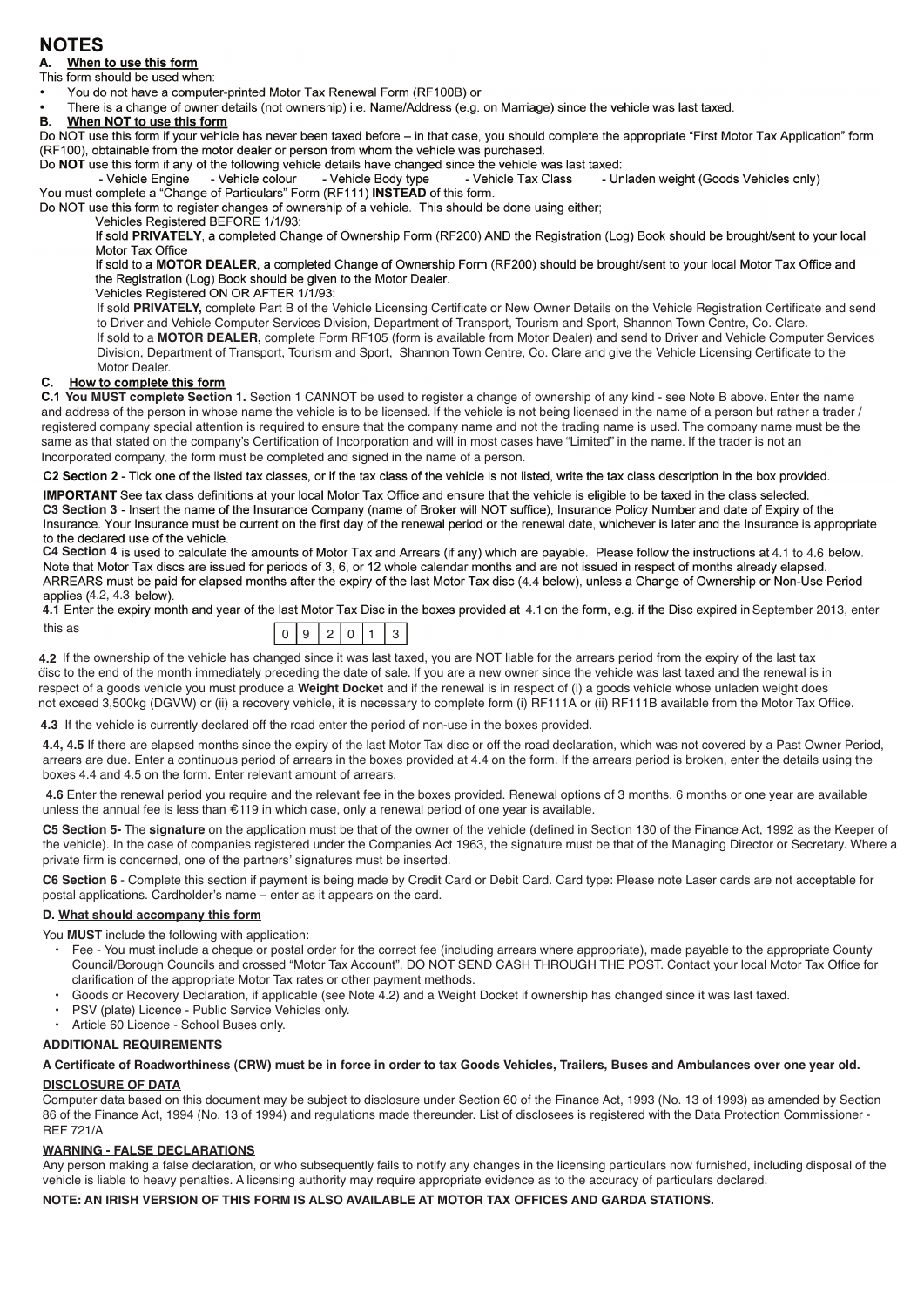# NOTES

## A. When to use this form

This form should be used when:

- You do not have a computer-printed Motor Tax Renewal Form (RF100B) or
- There is a change of owner details (not ownership) i.e. Name/Address (e.g. on Marriage) since the vehicle was last taxed.

## B. When NOT to use this form

Do NOT use this form if your vehicle has never been taxed before – in that case, you should complete the appropriate "First Motor Tax Application" form (RF100), obtainable from the motor dealer or person from whom the vehicle was purchased.

Do **NOT** use this form if any of the following vehicle details have changed since the vehicle was last taxed:

- Vehicle Engine - Vehicle colour - Vehicle Body type - Vehicle Tax Class - Unladen weight (Goods Vehicles only)

You must complete a "Change of Particulars" Form (RF111) **INSTEAD** of this form.

Do NOT use this form to register changes of ownership of a vehicle. This should be done using either;

Vehicles Registered BEFORE 1/1/93:

If sold **PRIVATELY**, a completed Change of Ownership Form (RF200) AND the Registration (Log) Book should be brought/sent to your local Motor Tax Office

If sold to a **MOTOR DEALER**, a completed Change of Ownership Form (RF200) should be brought/sent to your local Motor Tax Office and the Registration (Log) Book should be given to the Motor Dealer.

Vehicles Registered ON OR AFTER 1/1/93:

If sold **PRIVATELY,** complete Part B of the Vehicle Licensing Certificate or New Owner Details on the Vehicle Registration Certificate and send to Driver and Vehicle Computer Services Division, Department of Transport, Tourism and Sport, Shannon Town Centre, Co. Clare.

If sold to a **MOTOR DEALER,** complete Form RF105 (form is available from Motor Dealer) and send to Driver and Vehicle Computer Services Division, Department of Transport, Tourism and Sport, Shannon Town Centre, Co. Clare and give the Vehicle Licensing Certificate to the Motor Dealer.

## C. How to complete this form

**C.1 You MUST complete Section 1.** Section 1 CANNOT be used to register a change of ownership of any kind - see Note B above. Enter the name and address of the person in whose name the vehicle is to be licensed. If the vehicle is not being licensed in the name of a person but rather a trader / registered company special attention is required to ensure that the company name and not the trading name is used. The company name must be the same as that stated on the company's Certification of Incorporation and will in most cases have "Limited" in the name. If the trader is not an Incorporated company, the form must be completed and signed in the name of a person.

**C2 Section 2** - Tick one of the listed tax classes, or if the tax class of the vehicle is not listed, write the tax class description in the box provided.

**IMPORTANT** See tax class definitions at your local Motor Tax Office and ensure that the vehicle is eligible to be taxed in the class selected.

**C3 Section 3** - Insert the name of the Insurance Company (name of Broker will NOT suffice), Insurance Policy Number and date of Expiry of the Insurance. Your Insurance must be current on the first day of the renewal period or the renewal date, whichever is later and the Insurance is appropriate to the declared use of the vehicle.

**C4 Section 4** is used to calculate the amounts of Motor Tax and Arrears (if any) which are payable. Please follow the instructions at 4.1 to 4.6 below. Note that Motor Tax discs are issued for periods of 3, 6, or 12 whole calendar months and are not issued in respect of months already elapsed. ARREARS must be paid for elapsed months after the expiry of the last Motor Tax disc (4.4 below), unless a Change of Ownership or Non-Use Period applies (4.2, 4.3 below).

**4.1** Enter the expiry month and year of the last Motor Tax Disc in the boxes provided at 4.1 on the form, e.g. if the Disc expired in September 2013, enter this as

| 0 | 9 | 2 | 0 | 1 | 3 |
|---|---|---|---|---|---|

**4.2** If the ownership of the vehicle has changed since it was last taxed, you are NOT liable for the arrears period from the expiry of the last tax disc to the end of the month immediately preceding the date of sale. If you are a new owner since the vehicle was last taxed and the renewal is in respect of a goods vehicle you must produce a **Weight Docket** and if the renewal is in respect of (i) a goods vehicle whose unladen weight does not exceed 3,500kg (DGVW) or (ii) a recovery vehicle, it is necessary to complete form (i) RF111A or (ii) RF111B available from the Motor Tax Office.

**4.3** If the vehicle is currently declared off the road enter the period of non-use in the boxes provided.

**4.4, 4.5** If there are elapsed months since the expiry of the last Motor Tax disc or off the road declaration, which was not covered by a Past Owner Period, arrears are due. Enter a continuous period of arrears in the boxes provided at 4.4 on the form. If the arrears period is broken, enter the details using the boxes 4.4 and 4.5 on the form. Enter relevant amount of arrears.

**4.6** Enter the renewal period you require and the relevant fee in the boxes provided. Renewal options of 3 months, 6 months or one year are available unless the annual fee is less than €119 in which case, only a renewal period of one year is available.

**C5 Section 5-** The **signature** on the application must be that of the owner of the vehicle (defined in Section 130 of the Finance Act, 1992 as the Keeper of the vehicle). In the case of companies registered under the Companies Act 1963, the signature must be that of the Managing Director or Secretary. Where a private firm is concerned, one of the partners' signatures must be inserted.

**C6 Section 6** - Complete this section if payment is being made by Credit Card or Debit Card. Card type: Please note Laser cards are not acceptable for postal applications. Cardholder's name – enter as it appears on the card.

## D. What should accompany this form

You **MUST** include the following with application:

- Fee - You must include a cheque or postal order for the correct fee (including arrears where appropriate), made payable to the appropriate County Council/Borough Councils and crossed "Motor Tax Account". DO NOT SEND CASH THROUGH THE POST. Contact your local Motor Tax Office for clarification of the appropriate Motor Tax rates or other payment methods.
- Goods or Recovery Declaration, if applicable (see Note 4.2) and a Weight Docket if ownership has changed since it was last taxed.
- PSV (plate) Licence - Public Service Vehicles only.
- Article 60 Licence - School Buses only.

### ADDITIONAL REQUIREMENTS

**A Certificate of Roadworthiness (CRW) must be in force in order to tax Goods Vehicles, Trailers, Buses and Ambulances over one year old.**

### DISCLOSURE OF DATA

Computer data based on this document may be subject to disclosure under Section 60 of the Finance Act, 1993 (No. 13 of 1993) as amended by Section 86 of the Finance Act, 1994 (No. 13 of 1994) and regulations made thereunder. List of disclosees is registered with the Data Protection Commissioner - REF 721/A

### WARNING - FALSE DECLARATIONS

Any person making a false declaration, or who subsequently fails to notify any changes in the licensing particulars now furnished, including disposal of the vehicle is liable to heavy penalties. A licensing authority may require appropriate evidence as to the accuracy of particulars declared.

**NOTE: AN IRISH VERSION OF THIS FORM IS ALSO AVAILABLE AT MOTOR TAX OFFICES AND GARDA STATIONS.**